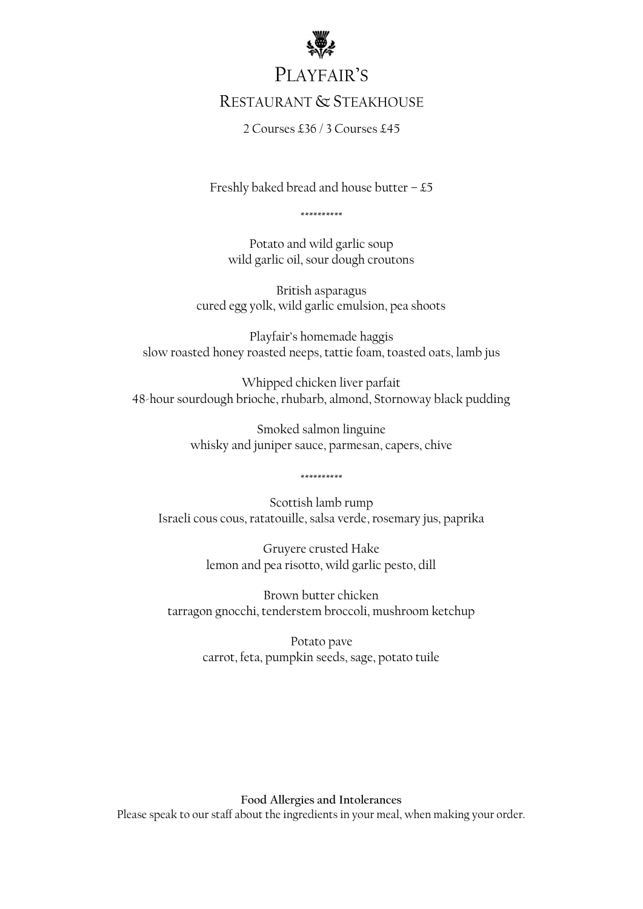# Playfair's

## Restaurant & Steakhouse

2 Courses £36 / 3 Courses £45

Freshly baked bread and house butter – £5

**********

Potato and wild garlic soup
wild garlic oil, sour dough croutons

British asparagus
cured egg yolk, wild garlic emulsion, pea shoots

Playfair's homemade haggis
slow roasted honey roasted neeps, tattie foam, toasted oats, lamb jus

Whipped chicken liver parfait
48-hour sourdough brioche, rhubarb, almond, Stornoway black pudding

Smoked salmon linguine
whisky and juniper sauce, parmesan, capers, chive

**********

Scottish lamb rump
Israeli cous cous, ratatouille, salsa verde, rosemary jus, paprika

Gruyere crusted Hake
lemon and pea risotto, wild garlic pesto, dill

Brown butter chicken
tarragon gnocchi, tenderstem broccoli, mushroom ketchup

Potato pave
carrot, feta, pumpkin seeds, sage, potato tuile

**Food Allergies and Intolerances**
Please speak to our staff about the ingredients in your meal, when making your order.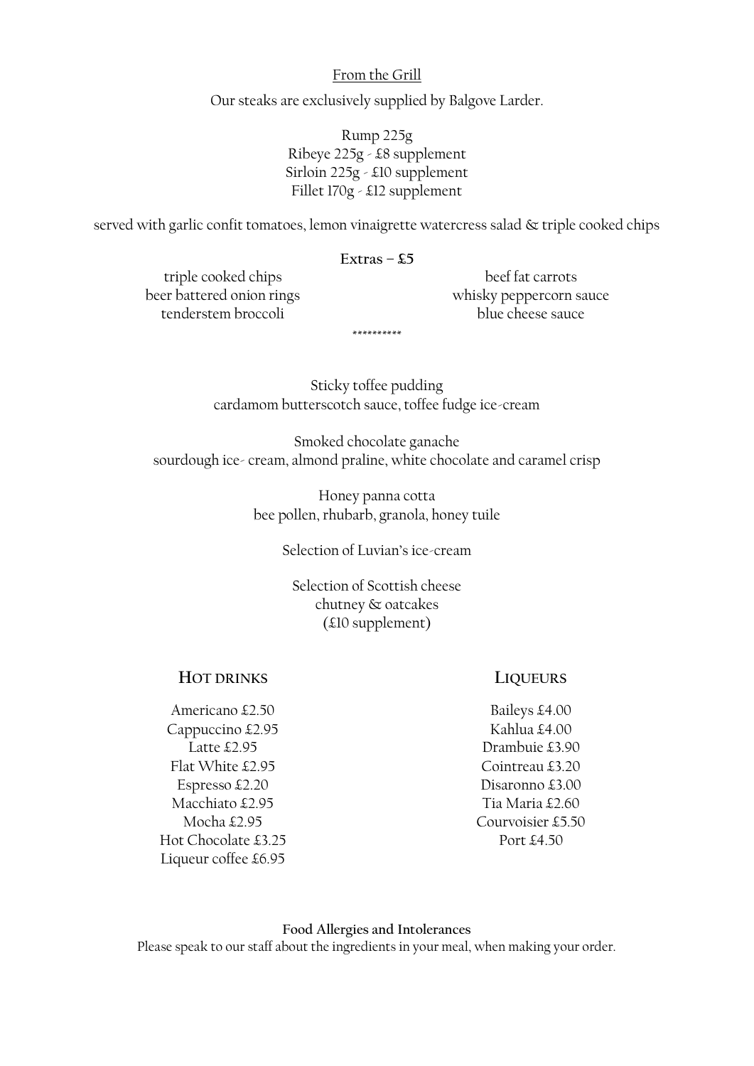## From the Grill

Our steaks are exclusively supplied by Balgove Larder.

Rump 225g
Ribeye 225g - £8 supplement
Sirloin 225g - £10 supplement
Fillet 170g - £12 supplement

served with garlic confit tomatoes, lemon vinaigrette watercress salad & triple cooked chips

**Extras – £5**

triple cooked chips
beer battered onion rings
tenderstem broccoli
beef fat carrots
whisky peppercorn sauce
blue cheese sauce

*********

Sticky toffee pudding
cardamom butterscotch sauce, toffee fudge ice-cream

Smoked chocolate ganache
sourdough ice- cream, almond praline, white chocolate and caramel crisp

Honey panna cotta
bee pollen, rhubarb, granola, honey tuile

Selection of Luvian's ice-cream

Selection of Scottish cheese
chutney & oatcakes
(£10 supplement)

## Hot Drinks

Americano £2.50
Cappuccino £2.95
Latte £2.95
Flat White £2.95
Espresso £2.20
Macchiato £2.95
Mocha £2.95
Hot Chocolate £3.25
Liqueur coffee £6.95

## Liqueurs

Baileys £4.00
Kahlua £4.00
Drambuie £3.90
Cointreau £3.20
Disaronno £3.00
Tia Maria £2.60
Courvoisier £5.50
Port £4.50

**Food Allergies and Intolerances**
Please speak to our staff about the ingredients in your meal, when making your order.